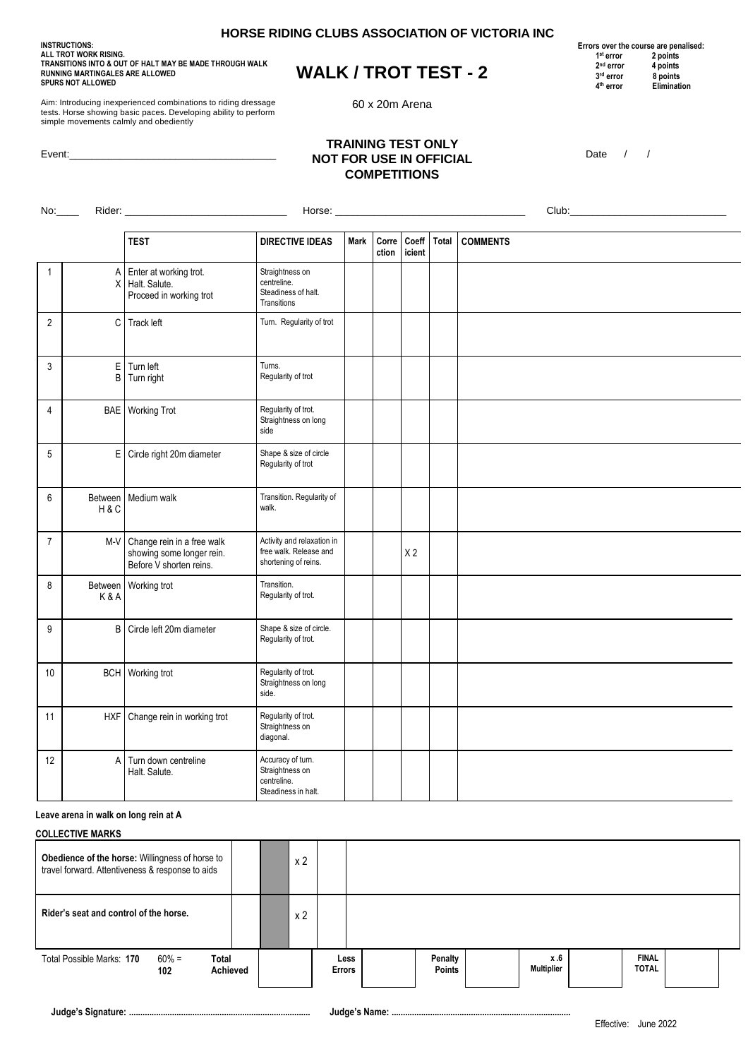# HORSE RIDING CLUBS ASSOCIATION OF VICTORIA INC

**INSTRUCTIONS:**
**ALL TROT WORK RISING.**
**TRANSITIONS INTO & OUT OF HALT MAY BE MADE THROUGH WALK**
**RUNNING MARTINGALES ARE ALLOWED**
**SPURS NOT ALLOWED**

## WALK / TROT TEST - 2

**Errors over the course are penalised:**

| | |
|---|---|
| 1st error | 2 points |
| 2nd error | 4 points |
| 3rd error | 8 points |
| 4th error | Elimination |

Aim: Introducing inexperienced combinations to riding dressage tests. Horse showing basic paces. Developing ability to perform simple movements calmly and obediently

60 x 20m Arena

Event:____________________________________

**TRAINING TEST ONLY**
**NOT FOR USE IN OFFICIAL COMPETITIONS**

Date / /

No:____ Rider: ____________________________ Horse: ________________________________ Club:___________________________

| | | TEST | DIRECTIVE IDEAS | Mark | Correction | Coefficient | Total | COMMENTS |
|---|---|---|---|---|---|---|---|---|
| 1 | A<br>X | Enter at working trot.<br>Halt. Salute.<br>Proceed in working trot | Straightness on centreline. Steadiness of halt. Transitions | | | | | |
| 2 | C | Track left | Turn. Regularity of trot | | | | | |
| 3 | E<br>B | Turn left<br>Turn right | Turns. Regularity of trot | | | | | |
| 4 | BAE | Working Trot | Regularity of trot. Straightness on long side | | | | | |
| 5 | E | Circle right 20m diameter | Shape & size of circle Regularity of trot | | | | | |
| 6 | Between H & C | Medium walk | Transition. Regularity of walk. | | | | | |
| 7 | M-V | Change rein in a free walk showing some longer rein. Before V shorten reins. | Activity and relaxation in free walk. Release and shortening of reins. | | | X 2 | | |
| 8 | Between K & A | Working trot | Transition. Regularity of trot. | | | | | |
| 9 | B | Circle left 20m diameter | Shape & size of circle. Regularity of trot. | | | | | |
| 10 | BCH | Working trot | Regularity of trot. Straightness on long side. | | | | | |
| 11 | HXF | Change rein in working trot | Regularity of trot. Straightness on diagonal. | | | | | |
| 12 | A | Turn down centreline<br>Halt. Salute. | Accuracy of turn. Straightness on centreline. Steadiness in halt. | | | | | |

**Leave arena in walk on long rein at A**

**COLLECTIVE MARKS**

| | | | | | |
|---|---|---|---|---|---|
| **Obedience of the horse:** Willingness of horse to travel forward. Attentiveness & response to aids | | | x 2 | | |
| **Rider's seat and control of the horse.** | | | x 2 | | |

| Total Possible Marks: 170 | 60% = 102 | Total Achieved | | Less Errors | | Penalty Points | | x .6 Multiplier | | FINAL TOTAL | |
|---|---|---|---|---|---|---|---|---|---|---|---|

**Judge's Signature:** ............................................................................ **Judge's Name:** ............................................................................

Effective: June 2022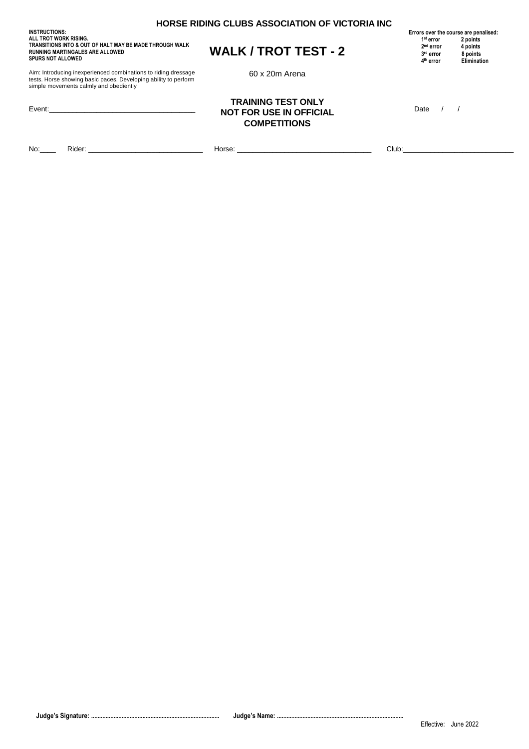# HORSE RIDING CLUBS ASSOCIATION OF VICTORIA INC

**INSTRUCTIONS:**
**ALL TROT WORK RISING.**
**TRANSITIONS INTO & OUT OF HALT MAY BE MADE THROUGH WALK**
**RUNNING MARTINGALES ARE ALLOWED**
**SPURS NOT ALLOWED**

## WALK / TROT TEST - 2

**Errors over the course are penalised:**

| | |
|---|---|
| 1st error | 2 points |
| 2nd error | 4 points |
| 3rd error | 8 points |
| 4th error | Elimination |

Aim: Introducing inexperienced combinations to riding dressage tests. Horse showing basic paces. Developing ability to perform simple movements calmly and obediently

60 x 20m Arena

Event:_____________________________________

**TRAINING TEST ONLY**
**NOT FOR USE IN OFFICIAL COMPETITIONS**

Date / /

No:____ Rider: ______________________________ Horse: __________________________________ Club:___________________________

**Judge's Signature: ..............................................................................** **Judge's Name: ..............................................................................**

Effective: June 2022